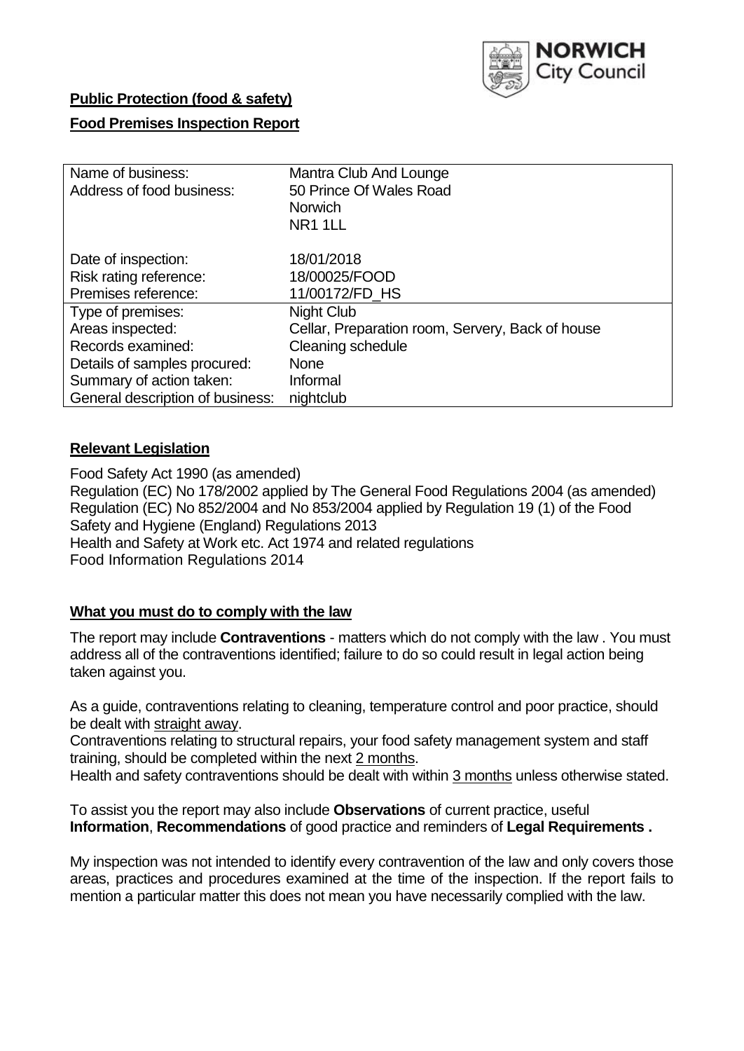**Public Protection (food & safety)**

**Food Premises Inspection Report**

| Name of business: | Mantra Club And Lounge |
|---|---|
| Address of food business: | 50 Prince Of Wales Road<br>Norwich<br>NR1 1LL |
| Date of inspection: | 18/01/2018 |
| Risk rating reference: | 18/00025/FOOD |
| Premises reference: | 11/00172/FD_HS |
| Type of premises: | Night Club |
| Areas inspected: | Cellar, Preparation room, Servery, Back of house |
| Records examined: | Cleaning schedule |
| Details of samples procured: | None |
| Summary of action taken: | Informal |
| General description of business: | nightclub |

**Relevant Legislation**

Food Safety Act 1990 (as amended)
Regulation (EC) No 178/2002 applied by The General Food Regulations 2004 (as amended)
Regulation (EC) No 852/2004 and No 853/2004 applied by Regulation 19 (1) of the Food Safety and Hygiene (England) Regulations 2013
Health and Safety at Work etc. Act 1974 and related regulations
Food Information Regulations 2014

**What you must do to comply with the law**

The report may include **Contraventions** - matters which do not comply with the law . You must address all of the contraventions identified; failure to do so could result in legal action being taken against you.

As a guide, contraventions relating to cleaning, temperature control and poor practice, should be dealt with straight away.
Contraventions relating to structural repairs, your food safety management system and staff training, should be completed within the next 2 months.
Health and safety contraventions should be dealt with within 3 months unless otherwise stated.

To assist you the report may also include **Observations** of current practice, useful **Information**, **Recommendations** of good practice and reminders of **Legal Requirements .**

My inspection was not intended to identify every contravention of the law and only covers those areas, practices and procedures examined at the time of the inspection. If the report fails to mention a particular matter this does not mean you have necessarily complied with the law.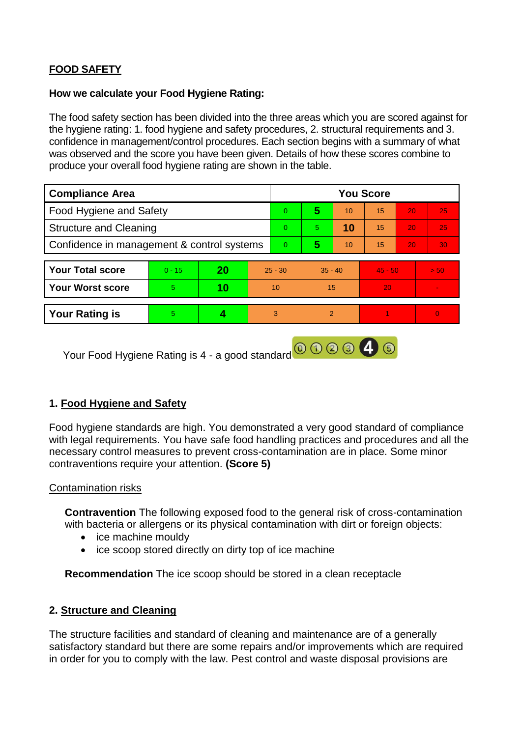**FOOD SAFETY**

**How we calculate your Food Hygiene Rating:**

The food safety section has been divided into the three areas which you are scored against for the hygiene rating: 1. food hygiene and safety procedures, 2. structural requirements and 3. confidence in management/control procedures. Each section begins with a summary of what was observed and the score you have been given. Details of how these scores combine to produce your overall food hygiene rating are shown in the table.

| Compliance Area | You Score | | | | | |
|---|---|---|---|---|---|---|
| Food Hygiene and Safety | 0 | **5** | 10 | 15 | 20 | 25 |
| Structure and Cleaning | 0 | 5 | **10** | 15 | 20 | 25 |
| Confidence in management & control systems | 0 | **5** | 10 | 15 | 20 | 30 |

| | | | | | | |
|---|---|---|---|---|---|---|
| **Your Total score** | 0 - 15 | **20** | 25 - 30 | 35 - 40 | 45 - 50 | > 50 |
| **Your Worst score** | 5 | **10** | 10 | 15 | 20 | - |

| | | | | | | |
|---|---|---|---|---|---|---|
| **Your Rating is** | 5 | **4** | 3 | 2 | 1 | 0 |

Your Food Hygiene Rating is 4 - a good standard

## 1. Food Hygiene and Safety

Food hygiene standards are high. You demonstrated a very good standard of compliance with legal requirements. You have safe food handling practices and procedures and all the necessary control measures to prevent cross-contamination are in place. Some minor contraventions require your attention. **(Score 5)**

Contamination risks

**Contravention** The following exposed food to the general risk of cross-contamination with bacteria or allergens or its physical contamination with dirt or foreign objects:

- ice machine mouldy
- ice scoop stored directly on dirty top of ice machine

**Recommendation** The ice scoop should be stored in a clean receptacle

## 2. Structure and Cleaning

The structure facilities and standard of cleaning and maintenance are of a generally satisfactory standard but there are some repairs and/or improvements which are required in order for you to comply with the law. Pest control and waste disposal provisions are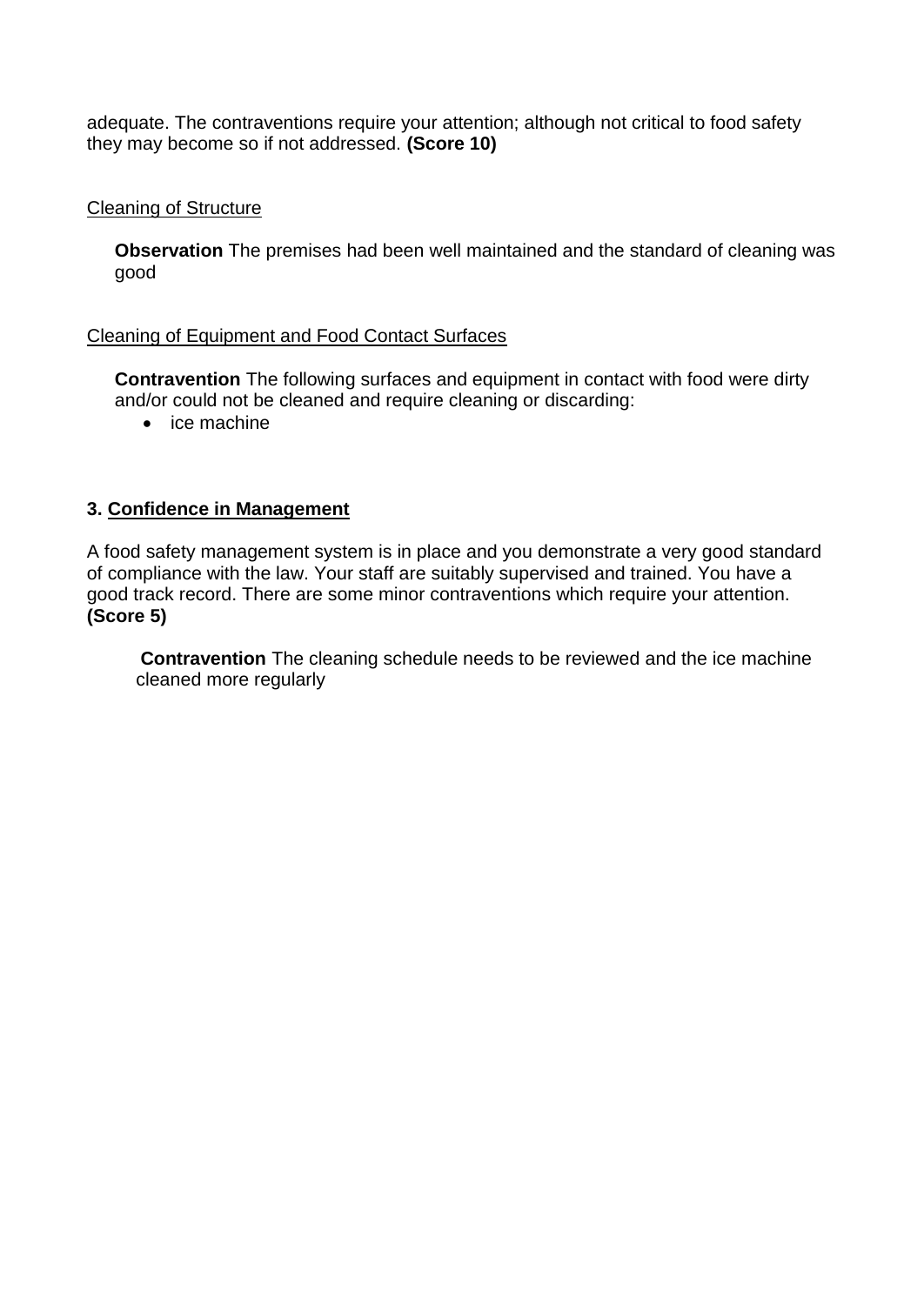adequate. The contraventions require your attention; although not critical to food safety they may become so if not addressed. **(Score 10)**

Cleaning of Structure

**Observation** The premises had been well maintained and the standard of cleaning was good

Cleaning of Equipment and Food Contact Surfaces

**Contravention** The following surfaces and equipment in contact with food were dirty and/or could not be cleaned and require cleaning or discarding:

- ice machine

### 3. Confidence in Management

A food safety management system is in place and you demonstrate a very good standard of compliance with the law. Your staff are suitably supervised and trained. You have a good track record. There are some minor contraventions which require your attention. **(Score 5)**

**Contravention** The cleaning schedule needs to be reviewed and the ice machine cleaned more regularly